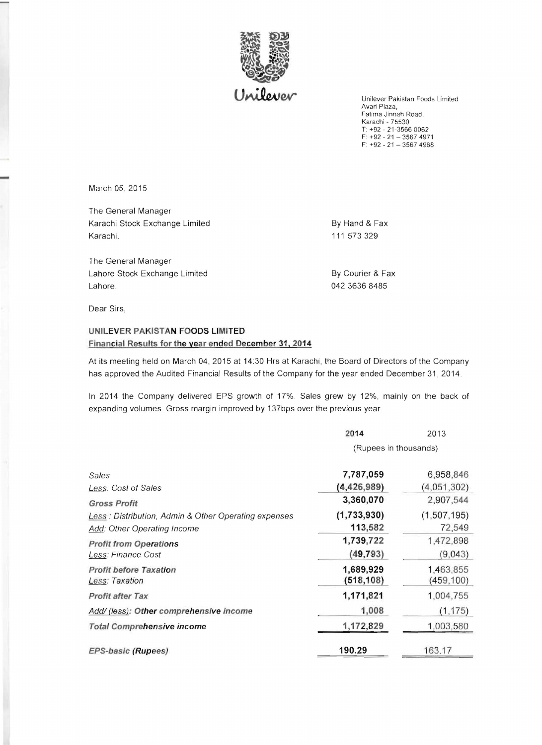Unilever

Unilever Pakistan Foods Limited
Avari Plaza,
Fatima Jinnah Road,
Karachi - 75530
T: +92 - 21-3566 0062
F: +92 - 21 – 3567 4971
F: +92 - 21 – 3567 4968

March 05, 2015

The General Manager
Karachi Stock Exchange Limited
Karachi.

By Hand & Fax
111 573 329

The General Manager
Lahore Stock Exchange Limited
Lahore.

By Courier & Fax
042 3636 8485

Dear Sirs,

**UNILEVER PAKISTAN FOODS LIMITED**
**Financial Results for the year ended December 31, 2014**

At its meeting held on March 04, 2015 at 14:30 Hrs at Karachi, the Board of Directors of the Company has approved the Audited Financial Results of the Company for the year ended December 31, 2014.

In 2014 the Company delivered EPS growth of 17%. Sales grew by 12%, mainly on the back of expanding volumes. Gross margin improved by 137bps over the previous year.

| | **2014** | 2013 |
|---|---|---|
| | (Rupees in thousands) | |
| *Sales* | **7,787,059** | 6,958,846 |
| *Less: Cost of Sales* | **(4,426,989)** | (4,051,302) |
| ***Gross Profit*** | **3,360,070** | 2,907,544 |
| *Less : Distribution, Admin & Other Operating expenses* | **(1,733,930)** | (1,507,195) |
| *Add: Other Operating Income* | **113,582** | 72,549 |
| ***Profit from Operations*** | **1,739,722** | 1,472,898 |
| *Less: Finance Cost* | **(49,793)** | (9,043) |
| ***Profit before Taxation*** | **1,689,929** | 1,463,855 |
| *Less: Taxation* | **(518,108)** | (459,100) |
| ***Profit after Tax*** | **1,171,821** | 1,004,755 |
| ***Add/ (less): Other comprehensive income*** | **1,008** | (1,175) |
| ***Total Comprehensive income*** | **1,172,829** | 1,003,580 |
| ***EPS-basic (Rupees)*** | **190.29** | 163.17 |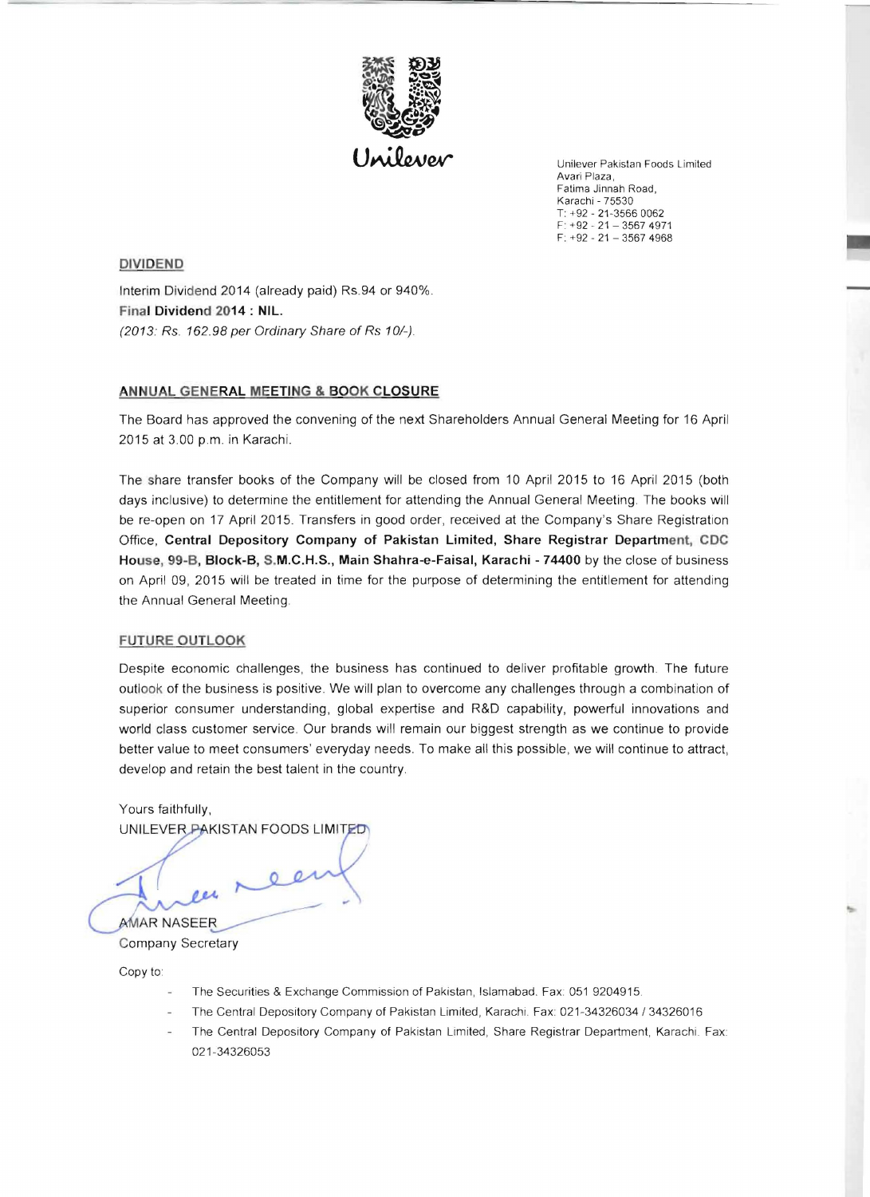Unilever

Unilever Pakistan Foods Limited
Avari Plaza,
Fatima Jinnah Road,
Karachi - 75530
T: +92 - 21-3566 0062
F: +92 - 21 – 3567 4971
F: +92 - 21 – 3567 4968

## DIVIDEND

Interim Dividend 2014 (already paid) Rs.94 or 940%.

**Final Dividend 2014 : NIL.**

*(2013: Rs. 162.98 per Ordinary Share of Rs 10/-).*

## ANNUAL GENERAL MEETING & BOOK CLOSURE

The Board has approved the convening of the next Shareholders Annual General Meeting for 16 April 2015 at 3.00 p.m. in Karachi.

The share transfer books of the Company will be closed from 10 April 2015 to 16 April 2015 (both days inclusive) to determine the entitlement for attending the Annual General Meeting. The books will be re-open on 17 April 2015. Transfers in good order, received at the Company's Share Registration Office, **Central Depository Company of Pakistan Limited, Share Registrar Department, CDC House, 99-B, Block-B, S.M.C.H.S., Main Shahra-e-Faisal, Karachi - 74400** by the close of business on April 09, 2015 will be treated in time for the purpose of determining the entitlement for attending the Annual General Meeting.

## FUTURE OUTLOOK

Despite economic challenges, the business has continued to deliver profitable growth. The future outlook of the business is positive. We will plan to overcome any challenges through a combination of superior consumer understanding, global expertise and R&D capability, powerful innovations and world class customer service. Our brands will remain our biggest strength as we continue to provide better value to meet consumers' everyday needs. To make all this possible, we will continue to attract, develop and retain the best talent in the country.

Yours faithfully,
UNILEVER PAKISTAN FOODS LIMITED

AMAR NASEER
Company Secretary

Copy to:

- The Securities & Exchange Commission of Pakistan, Islamabad. Fax: 051 9204915.
- The Central Depository Company of Pakistan Limited, Karachi. Fax: 021-34326034 / 34326016
- The Central Depository Company of Pakistan Limited, Share Registrar Department, Karachi. Fax: 021-34326053